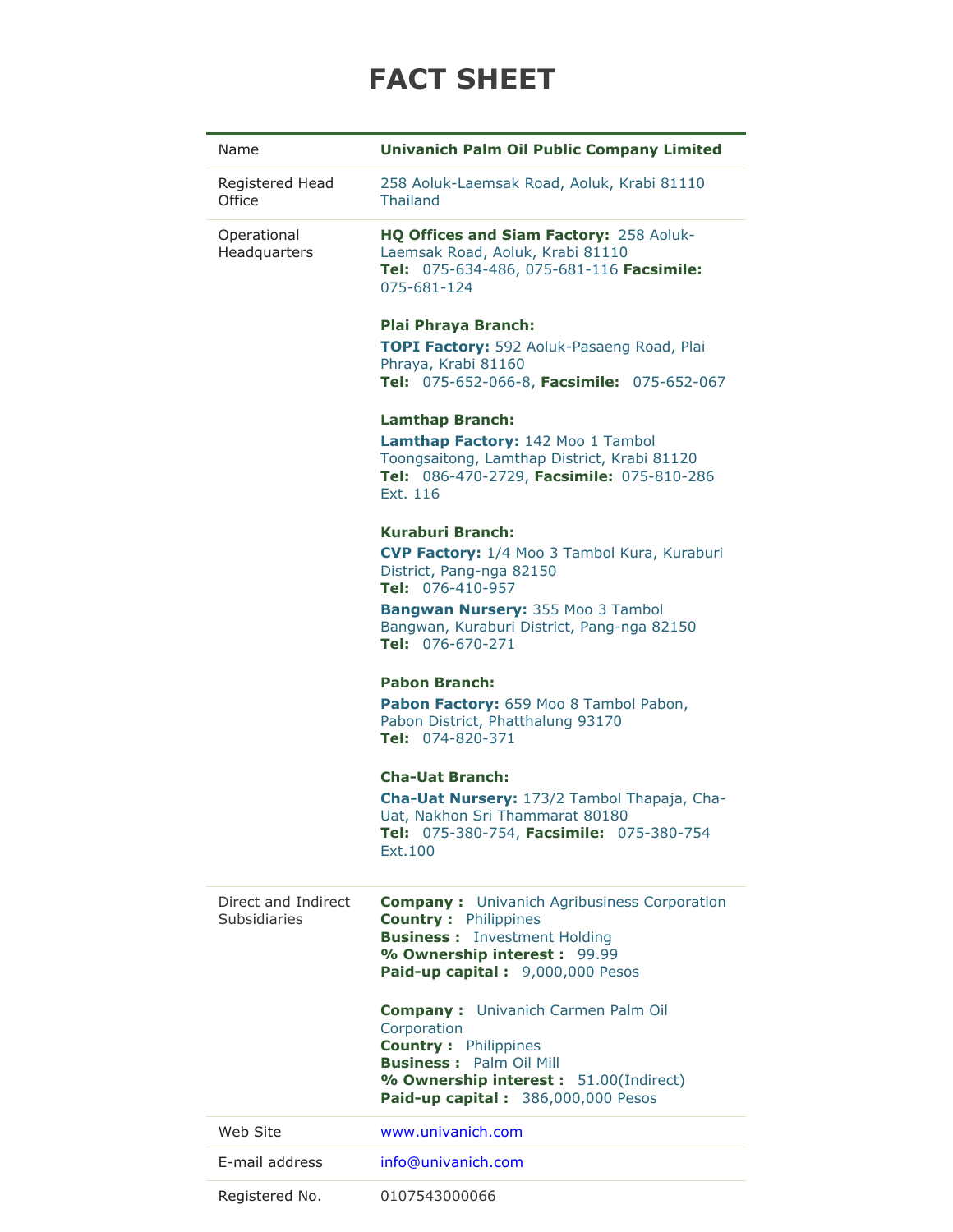# FACT SHEET

| | |
|---|---|
| Name | **Univanich Palm Oil Public Company Limited** |
| Registered Head Office | 258 Aoluk-Laemsak Road, Aoluk, Krabi 81110 Thailand |
| Operational Headquarters | **HQ Offices and Siam Factory:** 258 Aoluk-Laemsak Road, Aoluk, Krabi 81110<br>**Tel:** 075-634-486, 075-681-116 **Facsimile:** 075-681-124<br><br>**Plai Phraya Branch:**<br>**TOPI Factory:** 592 Aoluk-Pasaeng Road, Plai Phraya, Krabi 81160<br>**Tel:** 075-652-066-8, **Facsimile:** 075-652-067<br><br>**Lamthap Branch:**<br>**Lamthap Factory:** 142 Moo 1 Tambol Toongsaitong, Lamthap District, Krabi 81120<br>**Tel:** 086-470-2729, **Facsimile:** 075-810-286 Ext. 116<br><br>**Kuraburi Branch:**<br>**CVP Factory:** 1/4 Moo 3 Tambol Kura, Kuraburi District, Pang-nga 82150<br>**Tel:** 076-410-957<br>**Bangwan Nursery:** 355 Moo 3 Tambol Bangwan, Kuraburi District, Pang-nga 82150<br>**Tel:** 076-670-271<br><br>**Pabon Branch:**<br>**Pabon Factory:** 659 Moo 8 Tambol Pabon, Pabon District, Phatthalung 93170<br>**Tel:** 074-820-371<br><br>**Cha-Uat Branch:**<br>**Cha-Uat Nursery:** 173/2 Tambol Thapaja, Cha-Uat, Nakhon Sri Thammarat 80180<br>**Tel:** 075-380-754, **Facsimile:** 075-380-754 Ext.100 |
| Direct and Indirect Subsidiaries | **Company :** Univanich Agribusiness Corporation<br>**Country :** Philippines<br>**Business :** Investment Holding<br>**% Ownership interest :** 99.99<br>**Paid-up capital :** 9,000,000 Pesos<br><br>**Company :** Univanich Carmen Palm Oil Corporation<br>**Country :** Philippines<br>**Business :** Palm Oil Mill<br>**% Ownership interest :** 51.00(Indirect)<br>**Paid-up capital :** 386,000,000 Pesos |
| Web Site | www.univanich.com |
| E-mail address | info@univanich.com |
| Registered No. | 0107543000066 |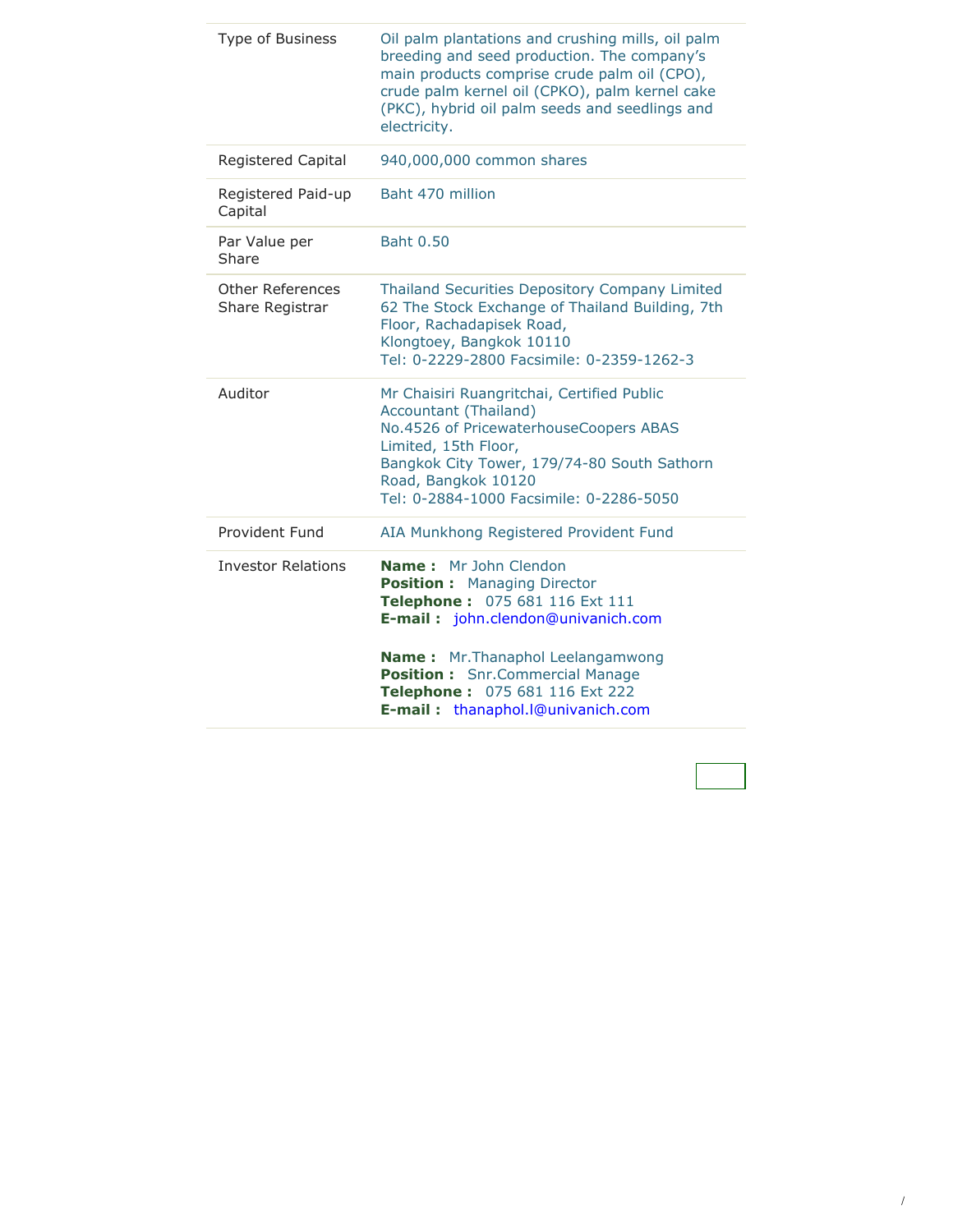| | |
|---|---|
| Type of Business | Oil palm plantations and crushing mills, oil palm breeding and seed production. The company's main products comprise crude palm oil (CPO), crude palm kernel oil (CPKO), palm kernel cake (PKC), hybrid oil palm seeds and seedlings and electricity. |
| Registered Capital | 940,000,000 common shares |
| Registered Paid-up Capital | Baht 470 million |
| Par Value per Share | Baht 0.50 |
| Other References Share Registrar | Thailand Securities Depository Company Limited<br>62 The Stock Exchange of Thailand Building, 7th Floor, Rachadapisek Road,<br>Klongtoey, Bangkok 10110<br>Tel: 0-2229-2800 Facsimile: 0-2359-1262-3 |
| Auditor | Mr Chaisiri Ruangritchai, Certified Public Accountant (Thailand)<br>No.4526 of PricewaterhouseCoopers ABAS Limited, 15th Floor,<br>Bangkok City Tower, 179/74-80 South Sathorn Road, Bangkok 10120<br>Tel: 0-2884-1000 Facsimile: 0-2286-5050 |
| Provident Fund | AIA Munkhong Registered Provident Fund |
| Investor Relations | **Name :** Mr John Clendon<br>**Position :** Managing Director<br>**Telephone :** 075 681 116 Ext 111<br>**E-mail :** john.clendon@univanich.com<br><br>**Name :** Mr.Thanaphol Leelangamwong<br>**Position :** Snr.Commercial Manage<br>**Telephone :** 075 681 116 Ext 222<br>**E-mail :** thanaphol.l@univanich.com |